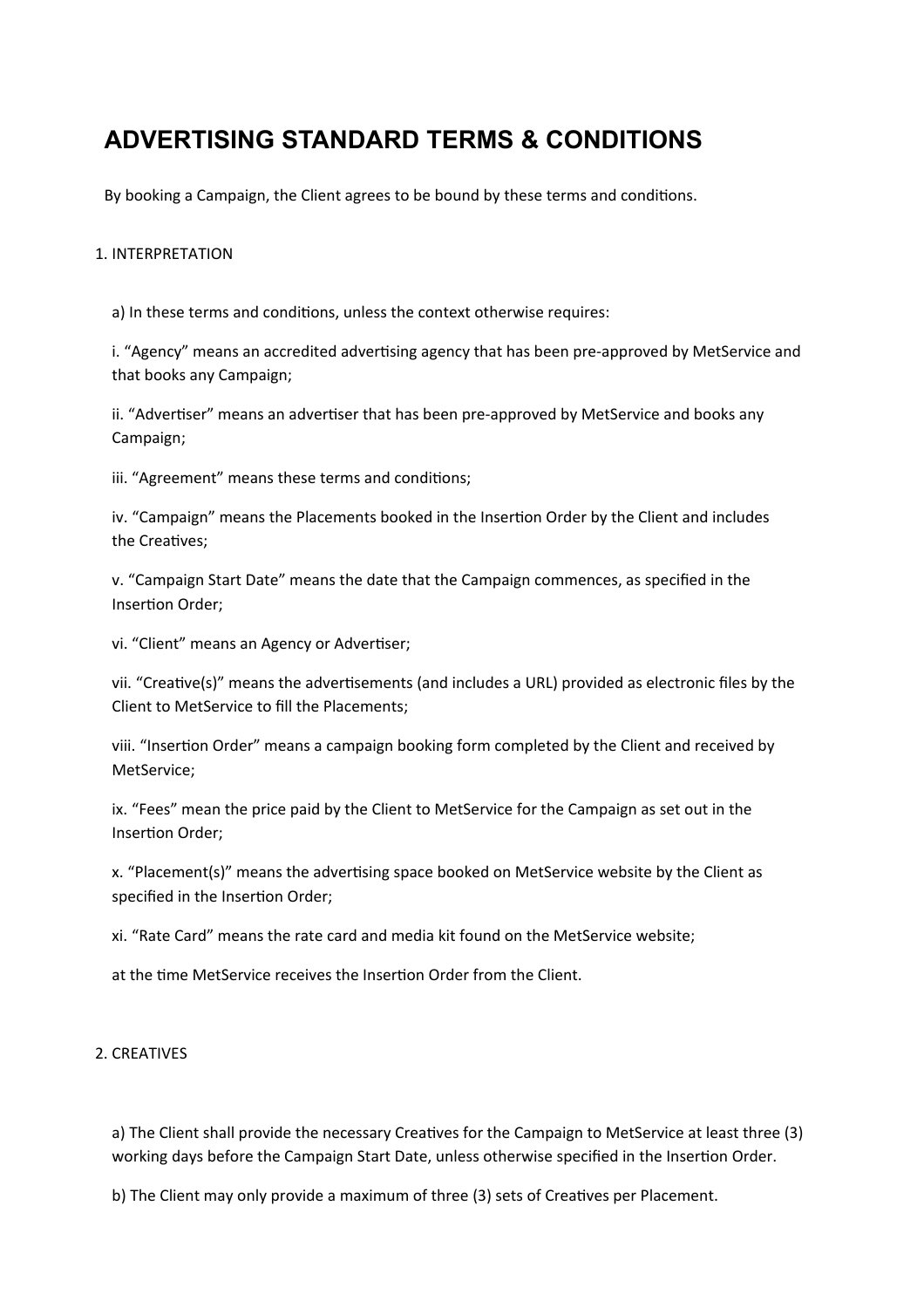# ADVERTISING STANDARD TERMS & CONDITIONS

By booking a Campaign, the Client agrees to be bound by these terms and conditions.

## 1. INTERPRETATION

a) In these terms and conditions, unless the context otherwise requires:

i. "Agency" means an accredited advertising agency that has been pre-approved by MetService and that books any Campaign;

ii. "Advertiser" means an advertiser that has been pre-approved by MetService and books any Campaign;

iii. "Agreement" means these terms and conditions;

iv. "Campaign" means the Placements booked in the Insertion Order by the Client and includes the Creatives;

v. "Campaign Start Date" means the date that the Campaign commences, as specified in the Insertion Order;

vi. "Client" means an Agency or Advertiser;

vii. "Creative(s)" means the advertisements (and includes a URL) provided as electronic files by the Client to MetService to fill the Placements;

viii. "Insertion Order" means a campaign booking form completed by the Client and received by MetService;

ix. "Fees" mean the price paid by the Client to MetService for the Campaign as set out in the Insertion Order;

x. "Placement(s)" means the advertising space booked on MetService website by the Client as specified in the Insertion Order;

xi. "Rate Card" means the rate card and media kit found on the MetService website;

at the time MetService receives the Insertion Order from the Client.

## 2. CREATIVES

a) The Client shall provide the necessary Creatives for the Campaign to MetService at least three (3) working days before the Campaign Start Date, unless otherwise specified in the Insertion Order.

b) The Client may only provide a maximum of three (3) sets of Creatives per Placement.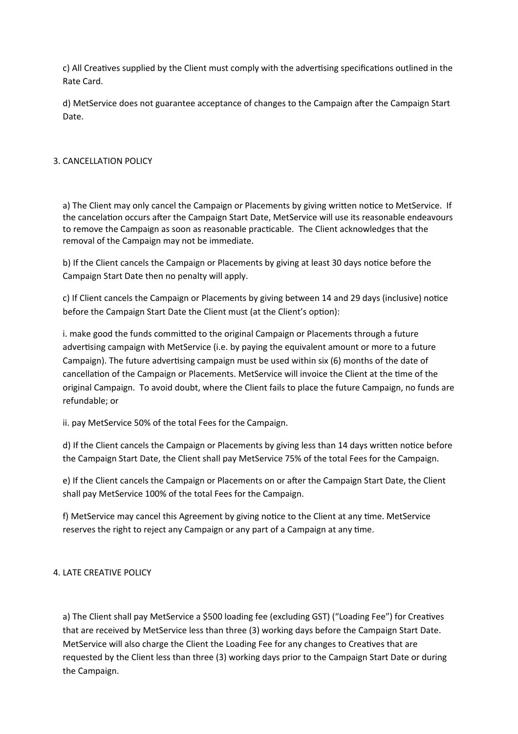c) All Creatives supplied by the Client must comply with the advertising specifications outlined in the Rate Card.

d) MetService does not guarantee acceptance of changes to the Campaign after the Campaign Start Date.

## 3. CANCELLATION POLICY

a) The Client may only cancel the Campaign or Placements by giving written notice to MetService. If the cancelation occurs after the Campaign Start Date, MetService will use its reasonable endeavours to remove the Campaign as soon as reasonable practicable. The Client acknowledges that the removal of the Campaign may not be immediate.

b) If the Client cancels the Campaign or Placements by giving at least 30 days notice before the Campaign Start Date then no penalty will apply.

c) If Client cancels the Campaign or Placements by giving between 14 and 29 days (inclusive) notice before the Campaign Start Date the Client must (at the Client's option):

i. make good the funds committed to the original Campaign or Placements through a future advertising campaign with MetService (i.e. by paying the equivalent amount or more to a future Campaign). The future advertising campaign must be used within six (6) months of the date of cancellation of the Campaign or Placements. MetService will invoice the Client at the time of the original Campaign. To avoid doubt, where the Client fails to place the future Campaign, no funds are refundable; or

ii. pay MetService 50% of the total Fees for the Campaign.

d) If the Client cancels the Campaign or Placements by giving less than 14 days written notice before the Campaign Start Date, the Client shall pay MetService 75% of the total Fees for the Campaign.

e) If the Client cancels the Campaign or Placements on or after the Campaign Start Date, the Client shall pay MetService 100% of the total Fees for the Campaign.

f) MetService may cancel this Agreement by giving notice to the Client at any time. MetService reserves the right to reject any Campaign or any part of a Campaign at any time.

## 4. LATE CREATIVE POLICY

a) The Client shall pay MetService a $500 loading fee (excluding GST) ("Loading Fee") for Creatives that are received by MetService less than three (3) working days before the Campaign Start Date. MetService will also charge the Client the Loading Fee for any changes to Creatives that are requested by the Client less than three (3) working days prior to the Campaign Start Date or during the Campaign.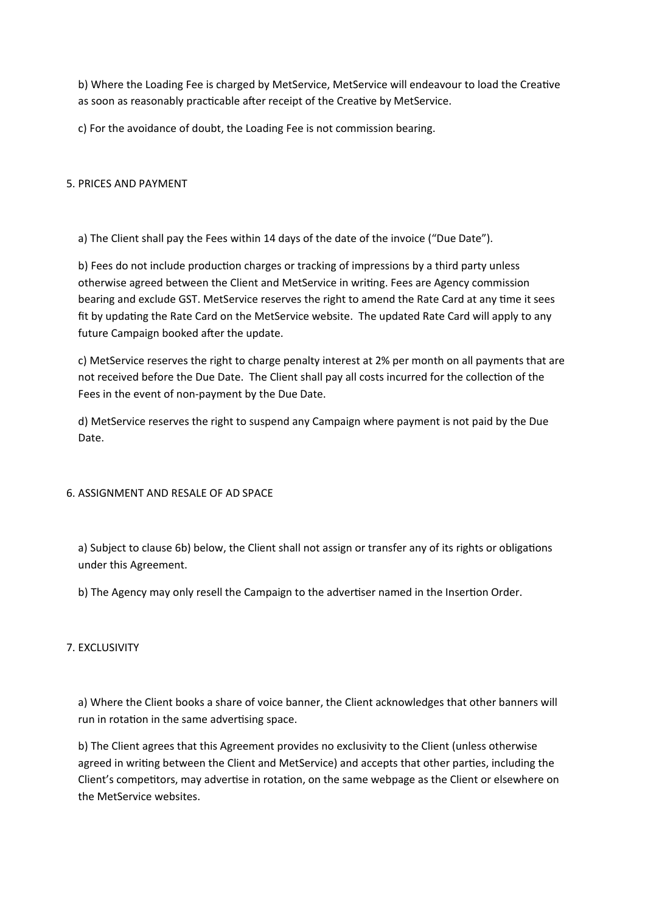b) Where the Loading Fee is charged by MetService, MetService will endeavour to load the Creative as soon as reasonably practicable after receipt of the Creative by MetService.

c) For the avoidance of doubt, the Loading Fee is not commission bearing.

## 5. PRICES AND PAYMENT

a) The Client shall pay the Fees within 14 days of the date of the invoice ("Due Date").

b) Fees do not include production charges or tracking of impressions by a third party unless otherwise agreed between the Client and MetService in writing. Fees are Agency commission bearing and exclude GST. MetService reserves the right to amend the Rate Card at any time it sees fit by updating the Rate Card on the MetService website. The updated Rate Card will apply to any future Campaign booked after the update.

c) MetService reserves the right to charge penalty interest at 2% per month on all payments that are not received before the Due Date. The Client shall pay all costs incurred for the collection of the Fees in the event of non-payment by the Due Date.

d) MetService reserves the right to suspend any Campaign where payment is not paid by the Due Date.

## 6. ASSIGNMENT AND RESALE OF AD SPACE

a) Subject to clause 6b) below, the Client shall not assign or transfer any of its rights or obligations under this Agreement.

b) The Agency may only resell the Campaign to the advertiser named in the Insertion Order.

## 7. EXCLUSIVITY

a) Where the Client books a share of voice banner, the Client acknowledges that other banners will run in rotation in the same advertising space.

b) The Client agrees that this Agreement provides no exclusivity to the Client (unless otherwise agreed in writing between the Client and MetService) and accepts that other parties, including the Client's competitors, may advertise in rotation, on the same webpage as the Client or elsewhere on the MetService websites.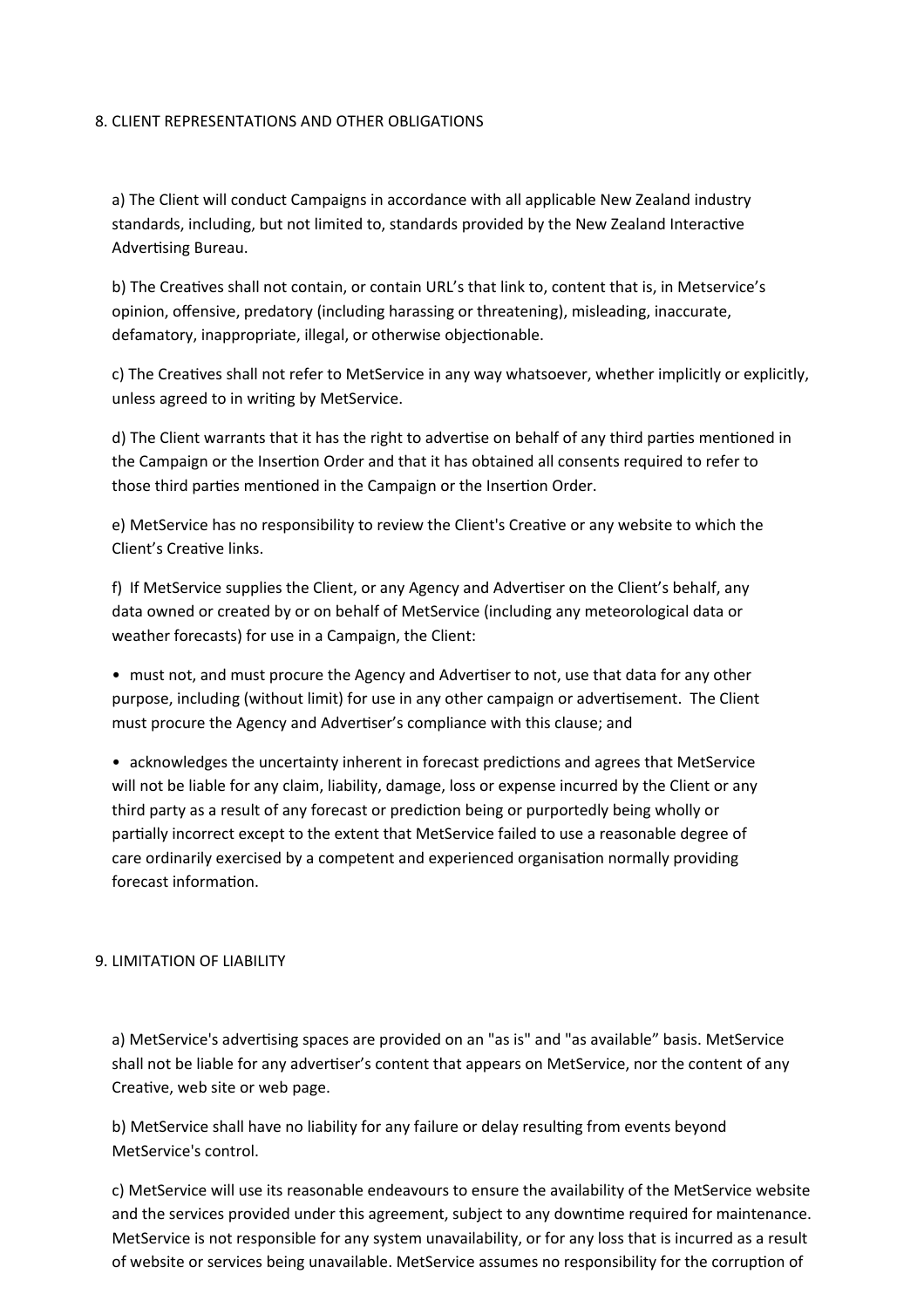## 8. CLIENT REPRESENTATIONS AND OTHER OBLIGATIONS

a) The Client will conduct Campaigns in accordance with all applicable New Zealand industry standards, including, but not limited to, standards provided by the New Zealand Interactive Advertising Bureau.

b) The Creatives shall not contain, or contain URL's that link to, content that is, in Metservice's opinion, offensive, predatory (including harassing or threatening), misleading, inaccurate, defamatory, inappropriate, illegal, or otherwise objectionable.

c) The Creatives shall not refer to MetService in any way whatsoever, whether implicitly or explicitly, unless agreed to in writing by MetService.

d) The Client warrants that it has the right to advertise on behalf of any third parties mentioned in the Campaign or the Insertion Order and that it has obtained all consents required to refer to those third parties mentioned in the Campaign or the Insertion Order.

e) MetService has no responsibility to review the Client's Creative or any website to which the Client's Creative links.

f) If MetService supplies the Client, or any Agency and Advertiser on the Client's behalf, any data owned or created by or on behalf of MetService (including any meteorological data or weather forecasts) for use in a Campaign, the Client:

- must not, and must procure the Agency and Advertiser to not, use that data for any other purpose, including (without limit) for use in any other campaign or advertisement. The Client must procure the Agency and Advertiser's compliance with this clause; and
- acknowledges the uncertainty inherent in forecast predictions and agrees that MetService will not be liable for any claim, liability, damage, loss or expense incurred by the Client or any third party as a result of any forecast or prediction being or purportedly being wholly or partially incorrect except to the extent that MetService failed to use a reasonable degree of care ordinarily exercised by a competent and experienced organisation normally providing forecast information.

## 9. LIMITATION OF LIABILITY

a) MetService's advertising spaces are provided on an "as is" and "as available" basis. MetService shall not be liable for any advertiser's content that appears on MetService, nor the content of any Creative, web site or web page.

b) MetService shall have no liability for any failure or delay resulting from events beyond MetService's control.

c) MetService will use its reasonable endeavours to ensure the availability of the MetService website and the services provided under this agreement, subject to any downtime required for maintenance. MetService is not responsible for any system unavailability, or for any loss that is incurred as a result of website or services being unavailable. MetService assumes no responsibility for the corruption of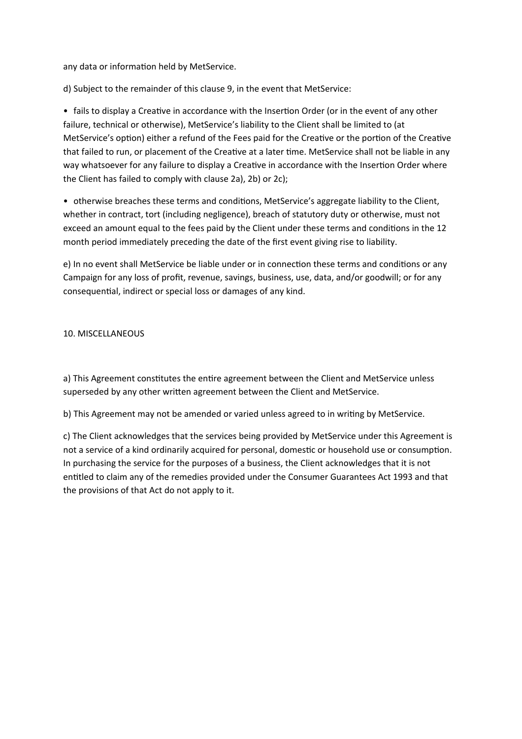any data or information held by MetService.

d) Subject to the remainder of this clause 9, in the event that MetService:

- fails to display a Creative in accordance with the Insertion Order (or in the event of any other failure, technical or otherwise), MetService's liability to the Client shall be limited to (at MetService's option) either a refund of the Fees paid for the Creative or the portion of the Creative that failed to run, or placement of the Creative at a later time. MetService shall not be liable in any way whatsoever for any failure to display a Creative in accordance with the Insertion Order where the Client has failed to comply with clause 2a), 2b) or 2c);

- otherwise breaches these terms and conditions, MetService's aggregate liability to the Client, whether in contract, tort (including negligence), breach of statutory duty or otherwise, must not exceed an amount equal to the fees paid by the Client under these terms and conditions in the 12 month period immediately preceding the date of the first event giving rise to liability.

e) In no event shall MetService be liable under or in connection these terms and conditions or any Campaign for any loss of profit, revenue, savings, business, use, data, and/or goodwill; or for any consequential, indirect or special loss or damages of any kind.

## 10. MISCELLANEOUS

a) This Agreement constitutes the entire agreement between the Client and MetService unless superseded by any other written agreement between the Client and MetService.

b) This Agreement may not be amended or varied unless agreed to in writing by MetService.

c) The Client acknowledges that the services being provided by MetService under this Agreement is not a service of a kind ordinarily acquired for personal, domestic or household use or consumption. In purchasing the service for the purposes of a business, the Client acknowledges that it is not entitled to claim any of the remedies provided under the Consumer Guarantees Act 1993 and that the provisions of that Act do not apply to it.